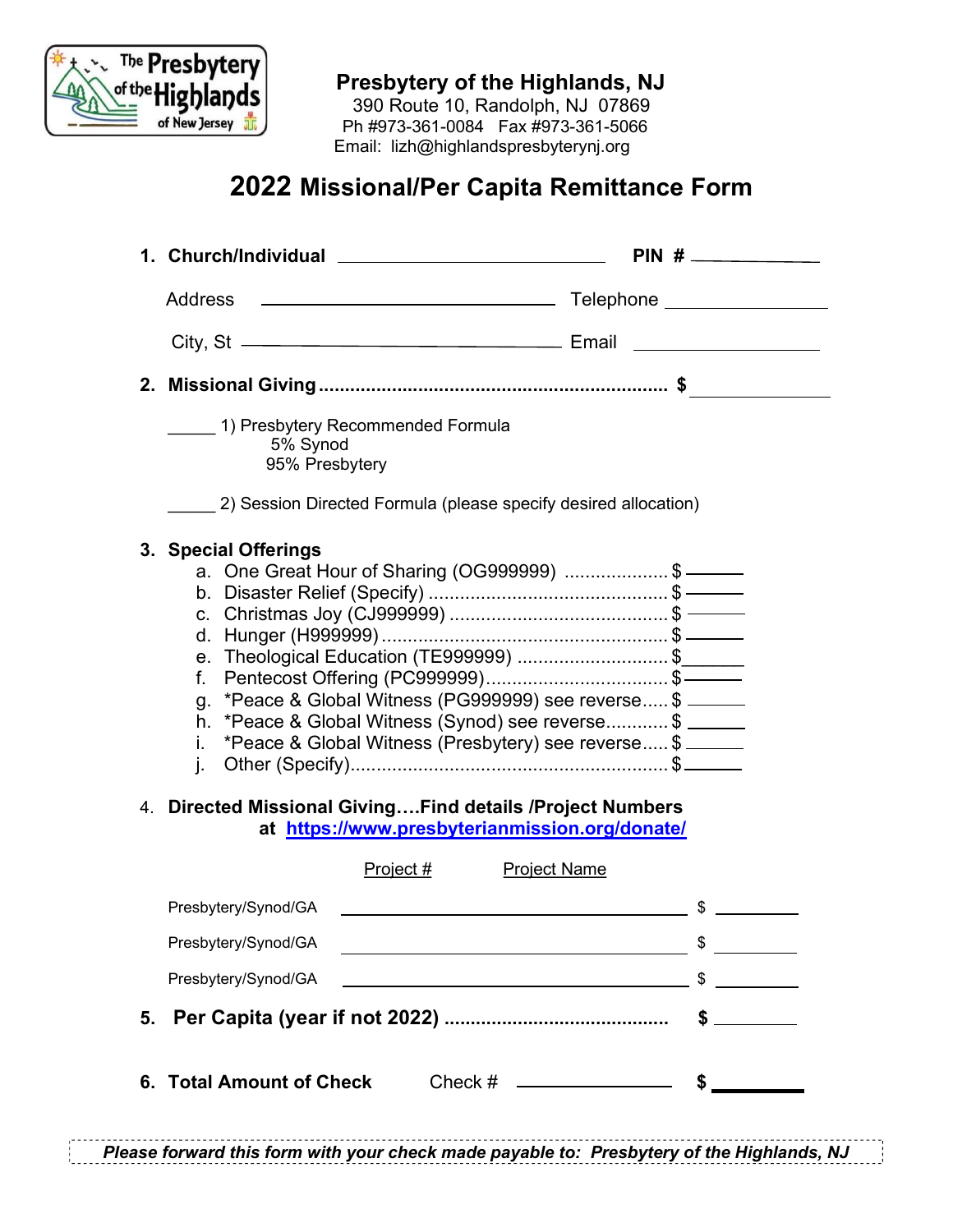**Presbytery of the Highlands, NJ**
390 Route 10, Randolph, NJ 07869
Ph #973-361-0084 Fax #973-361-5066
Email: lizh@highlandspresbyterynj.org

# 2022 Missional/Per Capita Remittance Form

1. **Church/Individual** ______________________ **PIN #** __________

   Address ______________________ Telephone ______________

   City, St ______________________ Email ______________

2. **Missional Giving** ........................................................................ **$** __________

   _____ 1) Presbytery Recommended Formula
   5% Synod
   95% Presbytery

   _____ 2) Session Directed Formula (please specify desired allocation)

3. **Special Offerings**
   a. One Great Hour of Sharing (OG999999) .................... $ ______
   b. Disaster Relief (Specify) .............................................. $ ______
   c. Christmas Joy (CJ999999) .......................................... $ ______
   d. Hunger (H999999) ....................................................... $ ______
   e. Theological Education (TE999999) ............................ $ ______
   f. Pentecost Offering (PC999999) .................................. $ ______
   g. *Peace & Global Witness (PG999999) see reverse ..... $ ______
   h. *Peace & Global Witness (Synod) see reverse ............ $ ______
   i. *Peace & Global Witness (Presbytery) see reverse ..... $ ______
   j. Other (Specify) ............................................................. $ ______

4. **Directed Missional Giving….Find details /Project Numbers at [https://www.presbyterianmission.org/donate/](https://www.presbyterianmission.org/donate/)**

| | Project # | Project Name | |
|---|---|---|---|
| Presbytery/Synod/GA | | | $ ______ |
| Presbytery/Synod/GA | | | $ ______ |
| Presbytery/Synod/GA | | | $ ______ |

5. **Per Capita (year if not 2022)** ........................................... **$** ________

6. **Total Amount of Check** Check # ______________ **$** ________

***Please forward this form with your check made payable to: Presbytery of the Highlands, NJ***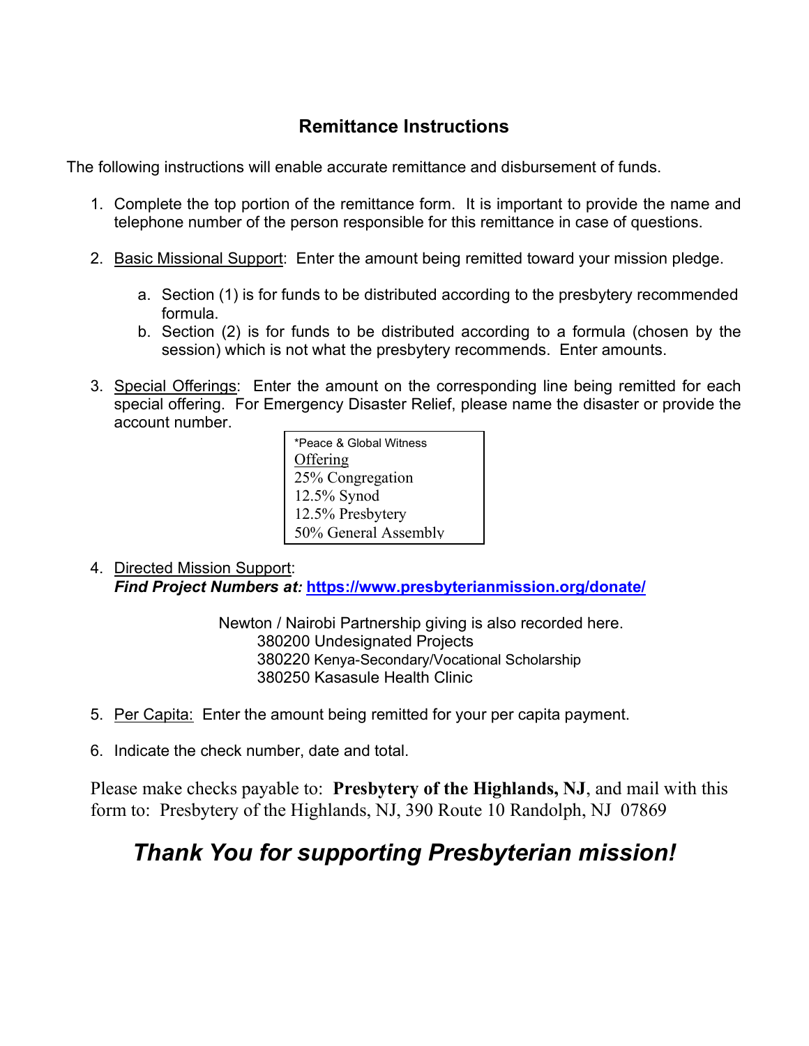## Remittance Instructions

The following instructions will enable accurate remittance and disbursement of funds.

1. Complete the top portion of the remittance form. It is important to provide the name and telephone number of the person responsible for this remittance in case of questions.

2. Basic Missional Support: Enter the amount being remitted toward your mission pledge.

   a. Section (1) is for funds to be distributed according to the presbytery recommended formula.
   b. Section (2) is for funds to be distributed according to a formula (chosen by the session) which is not what the presbytery recommends. Enter amounts.

3. Special Offerings: Enter the amount on the corresponding line being remitted for each special offering. For Emergency Disaster Relief, please name the disaster or provide the account number.

   *Peace & Global Witness
   Offering
   25% Congregation
   12.5% Synod
   12.5% Presbytery
   50% General Assembly

4. Directed Mission Support:
   ***Find Project Numbers at:*** **https://www.presbyterianmission.org/donate/**

   Newton / Nairobi Partnership giving is also recorded here.
   380200 Undesignated Projects
   380220 Kenya-Secondary/Vocational Scholarship
   380250 Kasasule Health Clinic

5. Per Capita: Enter the amount being remitted for your per capita payment.

6. Indicate the check number, date and total.

Please make checks payable to: **Presbytery of the Highlands, NJ**, and mail with this form to: Presbytery of the Highlands, NJ, 390 Route 10 Randolph, NJ 07869

## *Thank You for supporting Presbyterian mission!*